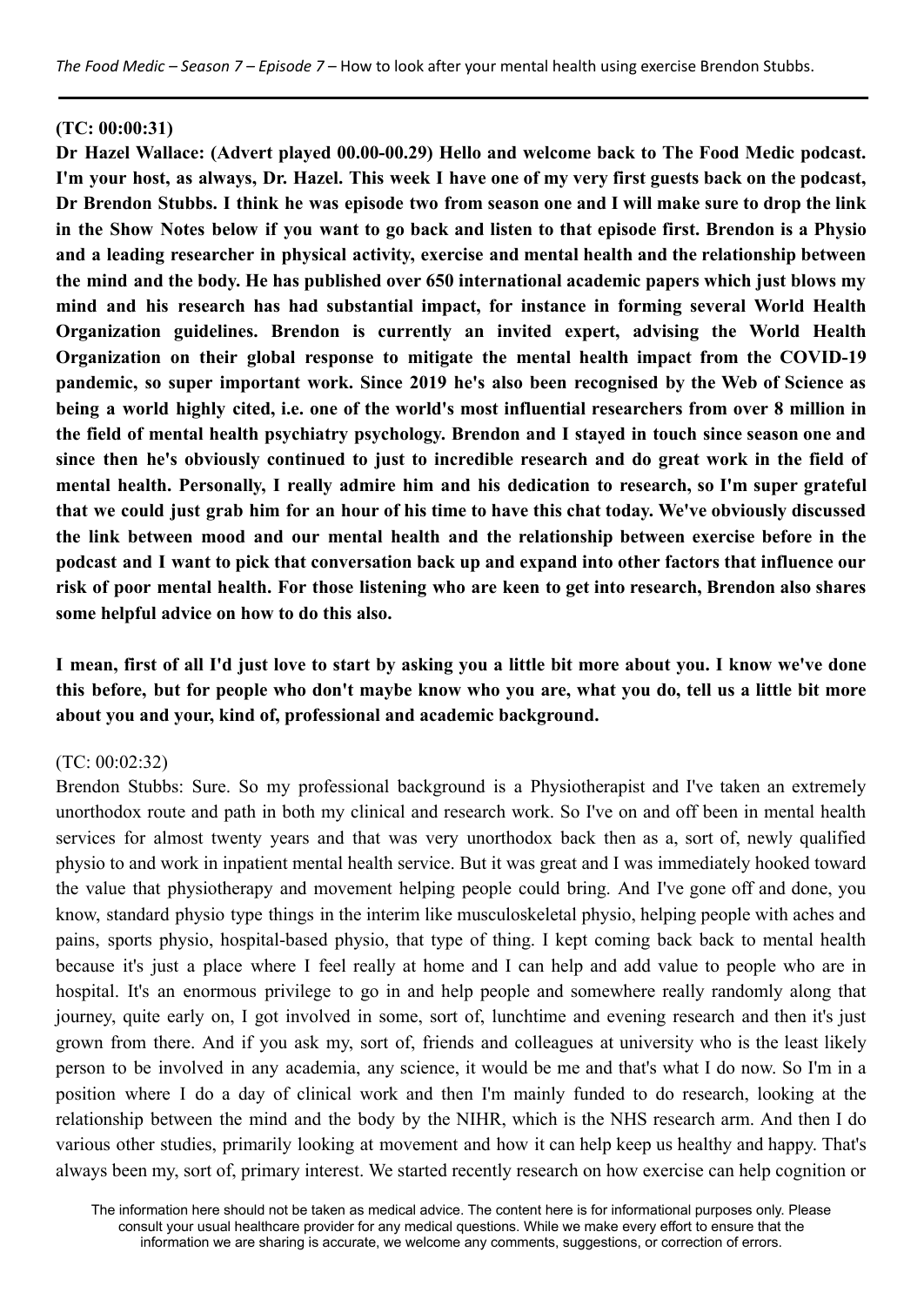*The Food Medic – Season 7 – Episode 7* – How to look after your mental health using exercise Brendon Stubbs.

**(TC: 00:00:31)**

**Dr Hazel Wallace: (Advert played 00.00-00.29) Hello and welcome back to The Food Medic podcast. I'm your host, as always, Dr. Hazel. This week I have one of my very first guests back on the podcast, Dr Brendon Stubbs. I think he was episode two from season one and I will make sure to drop the link in the Show Notes below if you want to go back and listen to that episode first. Brendon is a Physio and a leading researcher in physical activity, exercise and mental health and the relationship between the mind and the body. He has published over 650 international academic papers which just blows my mind and his research has had substantial impact, for instance in forming several World Health Organization guidelines. Brendon is currently an invited expert, advising the World Health Organization on their global response to mitigate the mental health impact from the COVID-19 pandemic, so super important work. Since 2019 he's also been recognised by the Web of Science as being a world highly cited, i.e. one of the world's most influential researchers from over 8 million in the field of mental health psychiatry psychology. Brendon and I stayed in touch since season one and since then he's obviously continued to just to incredible research and do great work in the field of mental health. Personally, I really admire him and his dedication to research, so I'm super grateful that we could just grab him for an hour of his time to have this chat today. We've obviously discussed the link between mood and our mental health and the relationship between exercise before in the podcast and I want to pick that conversation back up and expand into other factors that influence our risk of poor mental health. For those listening who are keen to get into research, Brendon also shares some helpful advice on how to do this also.**

**I mean, first of all I'd just love to start by asking you a little bit more about you. I know we've done this before, but for people who don't maybe know who you are, what you do, tell us a little bit more about you and your, kind of, professional and academic background.**

(TC: 00:02:32)

Brendon Stubbs: Sure. So my professional background is a Physiotherapist and I've taken an extremely unorthodox route and path in both my clinical and research work. So I've on and off been in mental health services for almost twenty years and that was very unorthodox back then as a, sort of, newly qualified physio to and work in inpatient mental health service. But it was great and I was immediately hooked toward the value that physiotherapy and movement helping people could bring. And I've gone off and done, you know, standard physio type things in the interim like musculoskeletal physio, helping people with aches and pains, sports physio, hospital-based physio, that type of thing. I kept coming back back to mental health because it's just a place where I feel really at home and I can help and add value to people who are in hospital. It's an enormous privilege to go in and help people and somewhere really randomly along that journey, quite early on, I got involved in some, sort of, lunchtime and evening research and then it's just grown from there. And if you ask my, sort of, friends and colleagues at university who is the least likely person to be involved in any academia, any science, it would be me and that's what I do now. So I'm in a position where I do a day of clinical work and then I'm mainly funded to do research, looking at the relationship between the mind and the body by the NIHR, which is the NHS research arm. And then I do various other studies, primarily looking at movement and how it can help keep us healthy and happy. That's always been my, sort of, primary interest. We started recently research on how exercise can help cognition or

The information here should not be taken as medical advice. The content here is for informational purposes only. Please consult your usual healthcare provider for any medical questions. While we make every effort to ensure that the information we are sharing is accurate, we welcome any comments, suggestions, or correction of errors.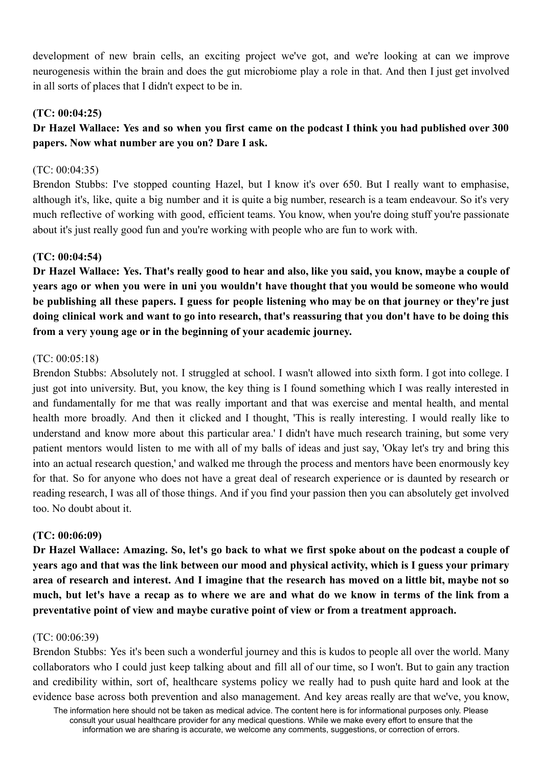development of new brain cells, an exciting project we've got, and we're looking at can we improve neurogenesis within the brain and does the gut microbiome play a role in that. And then I just get involved in all sorts of places that I didn't expect to be in.

**(TC: 00:04:25)**

**Dr Hazel Wallace: Yes and so when you first came on the podcast I think you had published over 300 papers. Now what number are you on? Dare I ask.**

(TC: 00:04:35)

Brendon Stubbs: I've stopped counting Hazel, but I know it's over 650. But I really want to emphasise, although it's, like, quite a big number and it is quite a big number, research is a team endeavour. So it's very much reflective of working with good, efficient teams. You know, when you're doing stuff you're passionate about it's just really good fun and you're working with people who are fun to work with.

**(TC: 00:04:54)**

**Dr Hazel Wallace: Yes. That's really good to hear and also, like you said, you know, maybe a couple of years ago or when you were in uni you wouldn't have thought that you would be someone who would be publishing all these papers. I guess for people listening who may be on that journey or they're just doing clinical work and want to go into research, that's reassuring that you don't have to be doing this from a very young age or in the beginning of your academic journey.**

(TC: 00:05:18)

Brendon Stubbs: Absolutely not. I struggled at school. I wasn't allowed into sixth form. I got into college. I just got into university. But, you know, the key thing is I found something which I was really interested in and fundamentally for me that was really important and that was exercise and mental health, and mental health more broadly. And then it clicked and I thought, 'This is really interesting. I would really like to understand and know more about this particular area.' I didn't have much research training, but some very patient mentors would listen to me with all of my balls of ideas and just say, 'Okay let's try and bring this into an actual research question,' and walked me through the process and mentors have been enormously key for that. So for anyone who does not have a great deal of research experience or is daunted by research or reading research, I was all of those things. And if you find your passion then you can absolutely get involved too. No doubt about it.

**(TC: 00:06:09)**

**Dr Hazel Wallace: Amazing. So, let's go back to what we first spoke about on the podcast a couple of years ago and that was the link between our mood and physical activity, which is I guess your primary area of research and interest. And I imagine that the research has moved on a little bit, maybe not so much, but let's have a recap as to where we are and what do we know in terms of the link from a preventative point of view and maybe curative point of view or from a treatment approach.**

(TC: 00:06:39)

Brendon Stubbs: Yes it's been such a wonderful journey and this is kudos to people all over the world. Many collaborators who I could just keep talking about and fill all of our time, so I won't. But to gain any traction and credibility within, sort of, healthcare systems policy we really had to push quite hard and look at the evidence base across both prevention and also management. And key areas really are that we've, you know,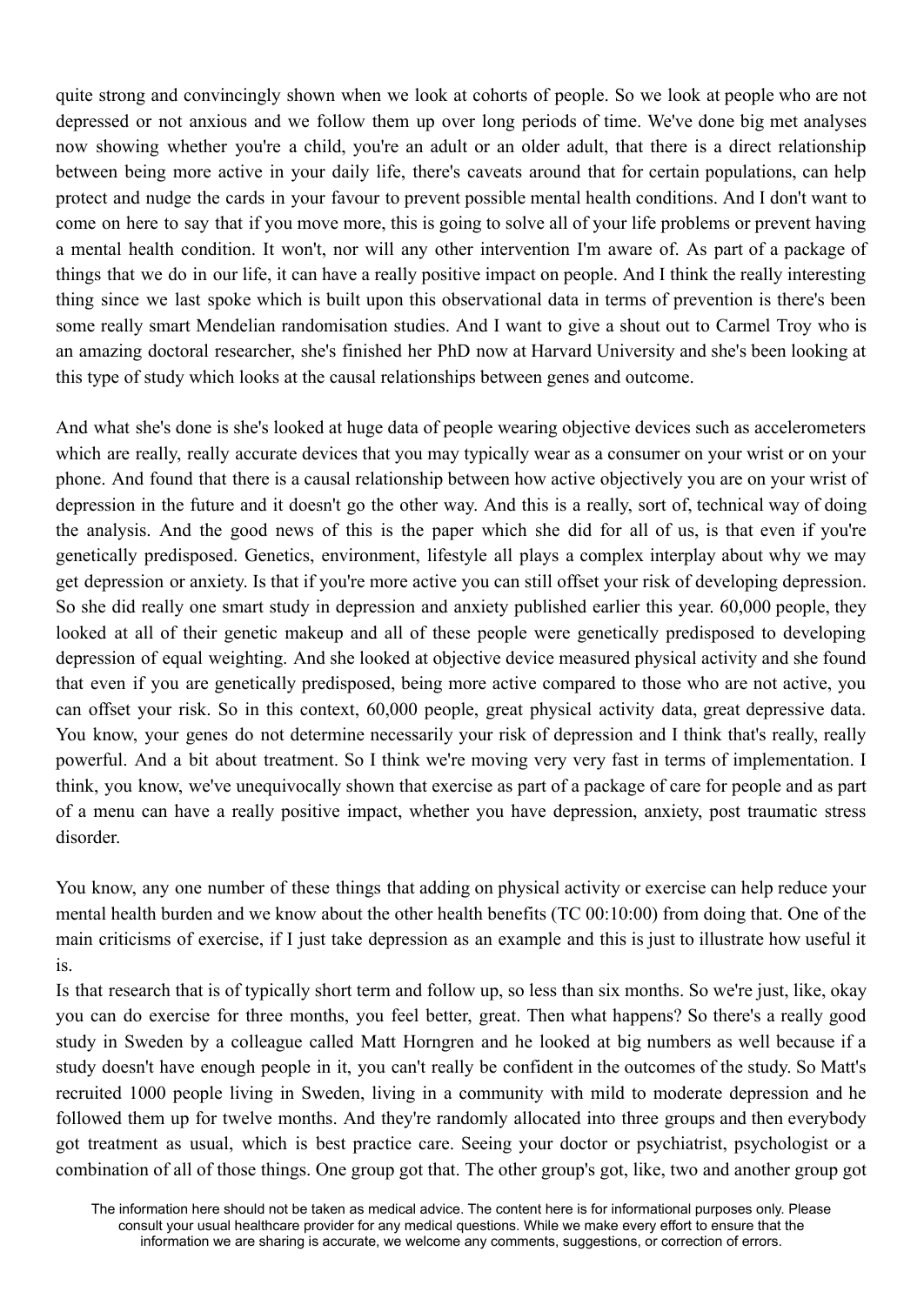quite strong and convincingly shown when we look at cohorts of people. So we look at people who are not depressed or not anxious and we follow them up over long periods of time. We've done big met analyses now showing whether you're a child, you're an adult or an older adult, that there is a direct relationship between being more active in your daily life, there's caveats around that for certain populations, can help protect and nudge the cards in your favour to prevent possible mental health conditions. And I don't want to come on here to say that if you move more, this is going to solve all of your life problems or prevent having a mental health condition. It won't, nor will any other intervention I'm aware of. As part of a package of things that we do in our life, it can have a really positive impact on people. And I think the really interesting thing since we last spoke which is built upon this observational data in terms of prevention is there's been some really smart Mendelian randomisation studies. And I want to give a shout out to Carmel Troy who is an amazing doctoral researcher, she's finished her PhD now at Harvard University and she's been looking at this type of study which looks at the causal relationships between genes and outcome.

And what she's done is she's looked at huge data of people wearing objective devices such as accelerometers which are really, really accurate devices that you may typically wear as a consumer on your wrist or on your phone. And found that there is a causal relationship between how active objectively you are on your wrist of depression in the future and it doesn't go the other way. And this is a really, sort of, technical way of doing the analysis. And the good news of this is the paper which she did for all of us, is that even if you're genetically predisposed. Genetics, environment, lifestyle all plays a complex interplay about why we may get depression or anxiety. Is that if you're more active you can still offset your risk of developing depression. So she did really one smart study in depression and anxiety published earlier this year. 60,000 people, they looked at all of their genetic makeup and all of these people were genetically predisposed to developing depression of equal weighting. And she looked at objective device measured physical activity and she found that even if you are genetically predisposed, being more active compared to those who are not active, you can offset your risk. So in this context, 60,000 people, great physical activity data, great depressive data. You know, your genes do not determine necessarily your risk of depression and I think that's really, really powerful. And a bit about treatment. So I think we're moving very very fast in terms of implementation. I think, you know, we've unequivocally shown that exercise as part of a package of care for people and as part of a menu can have a really positive impact, whether you have depression, anxiety, post traumatic stress disorder.

You know, any one number of these things that adding on physical activity or exercise can help reduce your mental health burden and we know about the other health benefits (TC 00:10:00) from doing that. One of the main criticisms of exercise, if I just take depression as an example and this is just to illustrate how useful it is.

Is that research that is of typically short term and follow up, so less than six months. So we're just, like, okay you can do exercise for three months, you feel better, great. Then what happens? So there's a really good study in Sweden by a colleague called Matt Horngren and he looked at big numbers as well because if a study doesn't have enough people in it, you can't really be confident in the outcomes of the study. So Matt's recruited 1000 people living in Sweden, living in a community with mild to moderate depression and he followed them up for twelve months. And they're randomly allocated into three groups and then everybody got treatment as usual, which is best practice care. Seeing your doctor or psychiatrist, psychologist or a combination of all of those things. One group got that. The other group's got, like, two and another group got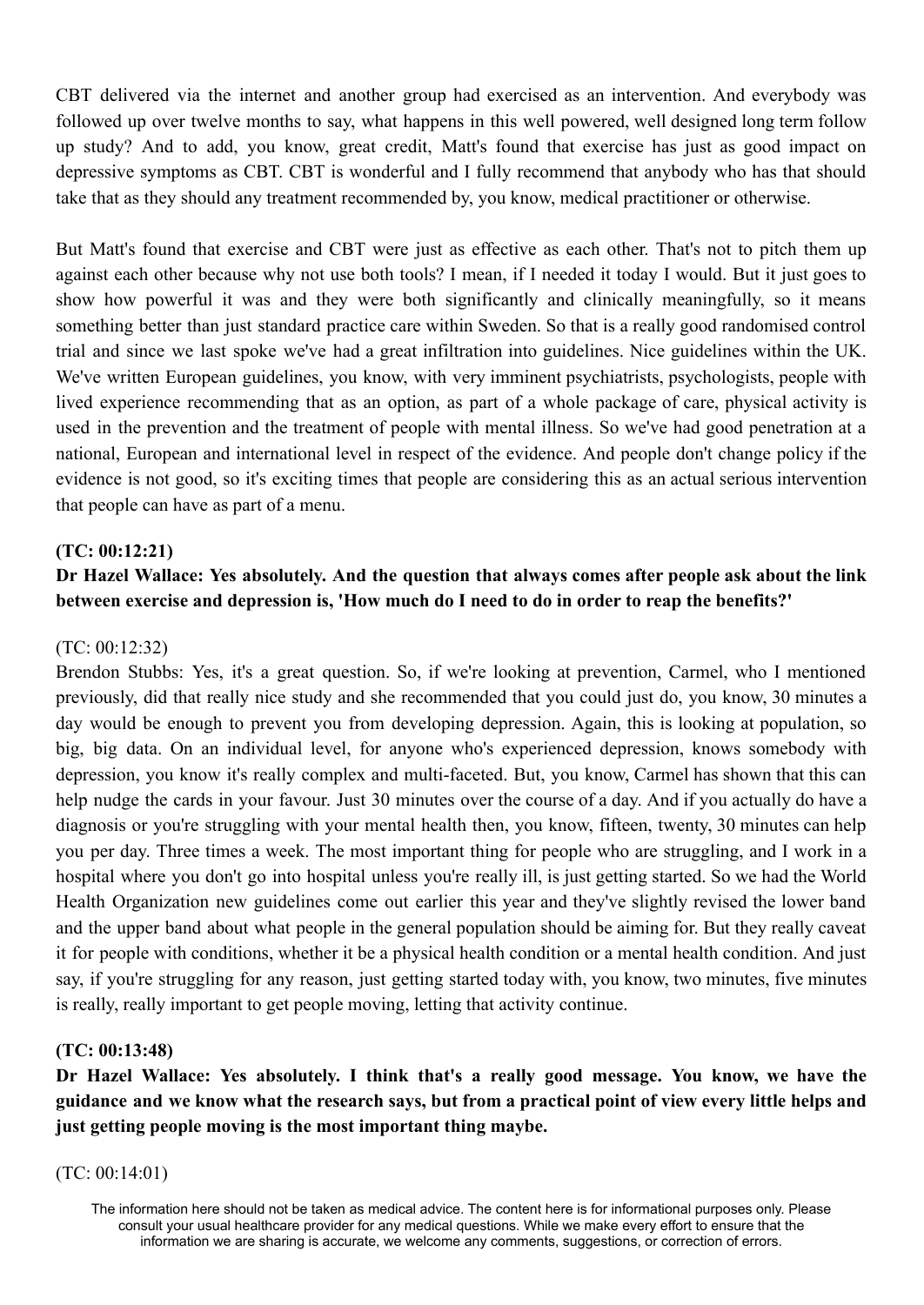CBT delivered via the internet and another group had exercised as an intervention. And everybody was followed up over twelve months to say, what happens in this well powered, well designed long term follow up study? And to add, you know, great credit, Matt's found that exercise has just as good impact on depressive symptoms as CBT. CBT is wonderful and I fully recommend that anybody who has that should take that as they should any treatment recommended by, you know, medical practitioner or otherwise.

But Matt's found that exercise and CBT were just as effective as each other. That's not to pitch them up against each other because why not use both tools? I mean, if I needed it today I would. But it just goes to show how powerful it was and they were both significantly and clinically meaningfully, so it means something better than just standard practice care within Sweden. So that is a really good randomised control trial and since we last spoke we've had a great infiltration into guidelines. Nice guidelines within the UK. We've written European guidelines, you know, with very imminent psychiatrists, psychologists, people with lived experience recommending that as an option, as part of a whole package of care, physical activity is used in the prevention and the treatment of people with mental illness. So we've had good penetration at a national, European and international level in respect of the evidence. And people don't change policy if the evidence is not good, so it's exciting times that people are considering this as an actual serious intervention that people can have as part of a menu.

**(TC: 00:12:21)**

**Dr Hazel Wallace: Yes absolutely. And the question that always comes after people ask about the link between exercise and depression is, 'How much do I need to do in order to reap the benefits?'**

(TC: 00:12:32)

Brendon Stubbs: Yes, it's a great question. So, if we're looking at prevention, Carmel, who I mentioned previously, did that really nice study and she recommended that you could just do, you know, 30 minutes a day would be enough to prevent you from developing depression. Again, this is looking at population, so big, big data. On an individual level, for anyone who's experienced depression, knows somebody with depression, you know it's really complex and multi-faceted. But, you know, Carmel has shown that this can help nudge the cards in your favour. Just 30 minutes over the course of a day. And if you actually do have a diagnosis or you're struggling with your mental health then, you know, fifteen, twenty, 30 minutes can help you per day. Three times a week. The most important thing for people who are struggling, and I work in a hospital where you don't go into hospital unless you're really ill, is just getting started. So we had the World Health Organization new guidelines come out earlier this year and they've slightly revised the lower band and the upper band about what people in the general population should be aiming for. But they really caveat it for people with conditions, whether it be a physical health condition or a mental health condition. And just say, if you're struggling for any reason, just getting started today with, you know, two minutes, five minutes is really, really important to get people moving, letting that activity continue.

**(TC: 00:13:48)**

**Dr Hazel Wallace: Yes absolutely. I think that's a really good message. You know, we have the guidance and we know what the research says, but from a practical point of view every little helps and just getting people moving is the most important thing maybe.**

(TC: 00:14:01)

The information here should not be taken as medical advice. The content here is for informational purposes only. Please consult your usual healthcare provider for any medical questions. While we make every effort to ensure that the information we are sharing is accurate, we welcome any comments, suggestions, or correction of errors.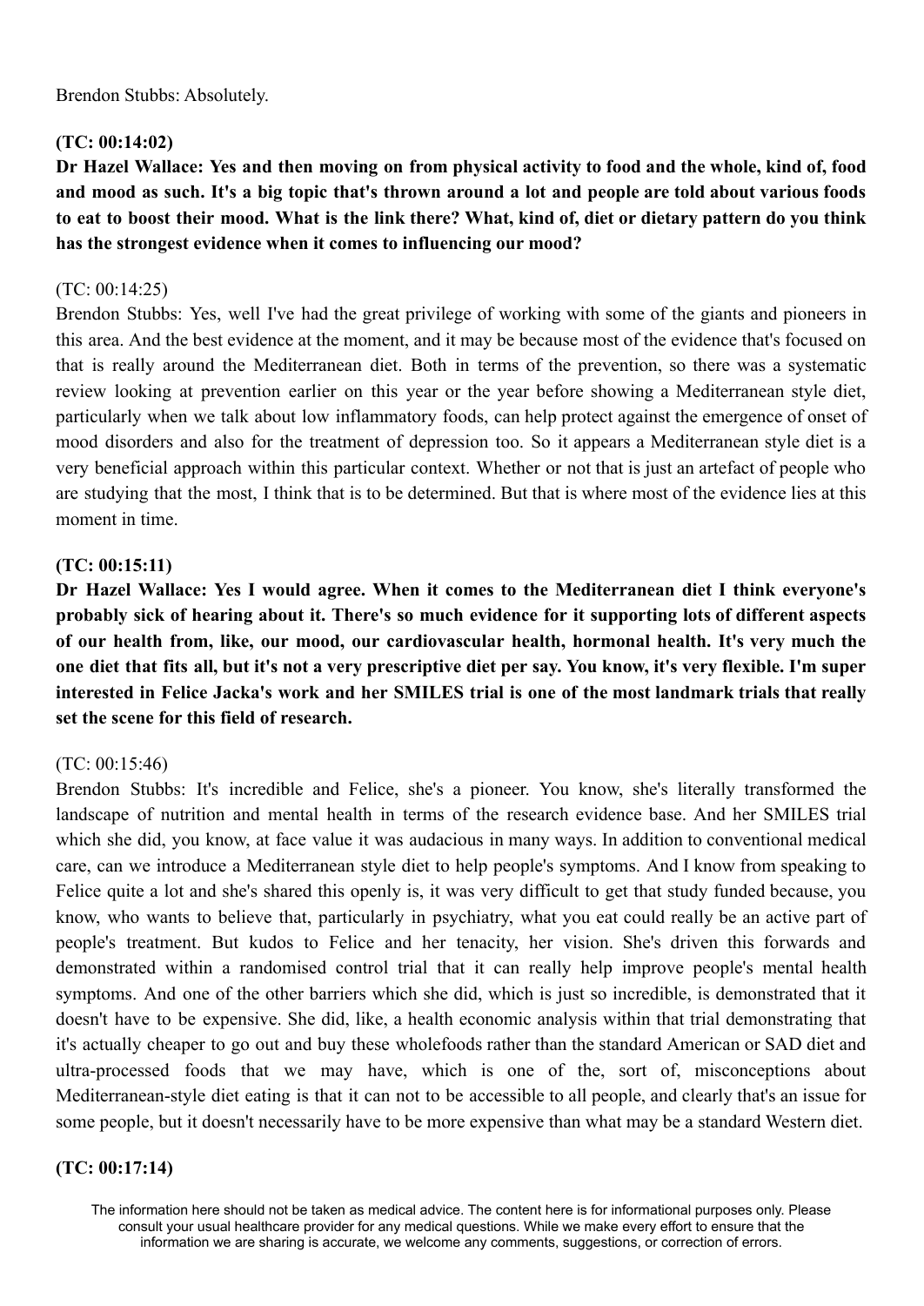Brendon Stubbs: Absolutely.

**(TC: 00:14:02)**

**Dr Hazel Wallace: Yes and then moving on from physical activity to food and the whole, kind of, food and mood as such. It's a big topic that's thrown around a lot and people are told about various foods to eat to boost their mood. What is the link there? What, kind of, diet or dietary pattern do you think has the strongest evidence when it comes to influencing our mood?**

(TC: 00:14:25)

Brendon Stubbs: Yes, well I've had the great privilege of working with some of the giants and pioneers in this area. And the best evidence at the moment, and it may be because most of the evidence that's focused on that is really around the Mediterranean diet. Both in terms of the prevention, so there was a systematic review looking at prevention earlier on this year or the year before showing a Mediterranean style diet, particularly when we talk about low inflammatory foods, can help protect against the emergence of onset of mood disorders and also for the treatment of depression too. So it appears a Mediterranean style diet is a very beneficial approach within this particular context. Whether or not that is just an artefact of people who are studying that the most, I think that is to be determined. But that is where most of the evidence lies at this moment in time.

**(TC: 00:15:11)**

**Dr Hazel Wallace: Yes I would agree. When it comes to the Mediterranean diet I think everyone's probably sick of hearing about it. There's so much evidence for it supporting lots of different aspects of our health from, like, our mood, our cardiovascular health, hormonal health. It's very much the one diet that fits all, but it's not a very prescriptive diet per say. You know, it's very flexible. I'm super interested in Felice Jacka's work and her SMILES trial is one of the most landmark trials that really set the scene for this field of research.**

(TC: 00:15:46)

Brendon Stubbs: It's incredible and Felice, she's a pioneer. You know, she's literally transformed the landscape of nutrition and mental health in terms of the research evidence base. And her SMILES trial which she did, you know, at face value it was audacious in many ways. In addition to conventional medical care, can we introduce a Mediterranean style diet to help people's symptoms. And I know from speaking to Felice quite a lot and she's shared this openly is, it was very difficult to get that study funded because, you know, who wants to believe that, particularly in psychiatry, what you eat could really be an active part of people's treatment. But kudos to Felice and her tenacity, her vision. She's driven this forwards and demonstrated within a randomised control trial that it can really help improve people's mental health symptoms. And one of the other barriers which she did, which is just so incredible, is demonstrated that it doesn't have to be expensive. She did, like, a health economic analysis within that trial demonstrating that it's actually cheaper to go out and buy these wholefoods rather than the standard American or SAD diet and ultra-processed foods that we may have, which is one of the, sort of, misconceptions about Mediterranean-style diet eating is that it can not to be accessible to all people, and clearly that's an issue for some people, but it doesn't necessarily have to be more expensive than what may be a standard Western diet.

**(TC: 00:17:14)**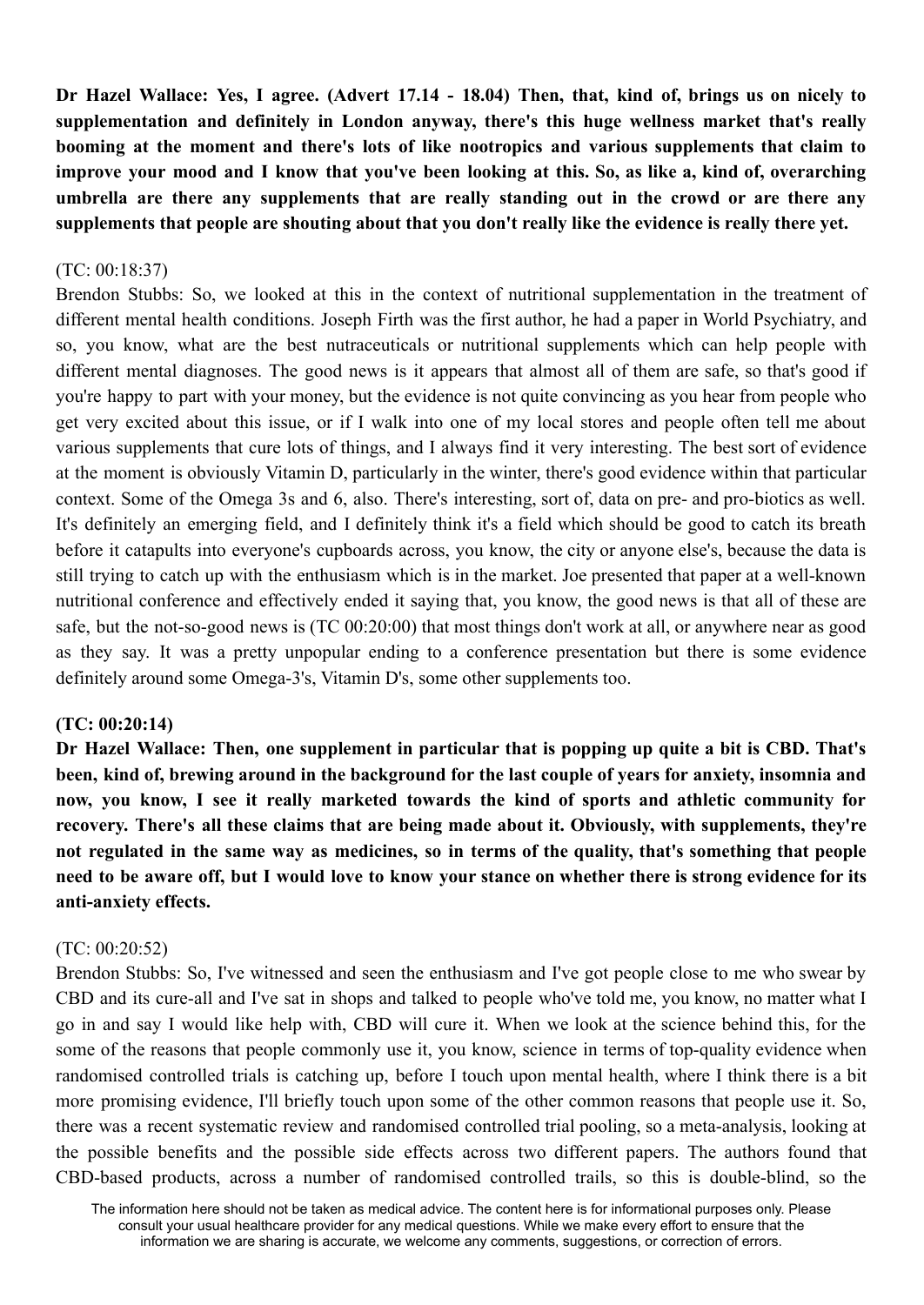**Dr Hazel Wallace: Yes, I agree. (Advert 17.14 - 18.04) Then, that, kind of, brings us on nicely to supplementation and definitely in London anyway, there's this huge wellness market that's really booming at the moment and there's lots of like nootropics and various supplements that claim to improve your mood and I know that you've been looking at this. So, as like a, kind of, overarching umbrella are there any supplements that are really standing out in the crowd or are there any supplements that people are shouting about that you don't really like the evidence is really there yet.**

(TC: 00:18:37)
Brendon Stubbs: So, we looked at this in the context of nutritional supplementation in the treatment of different mental health conditions. Joseph Firth was the first author, he had a paper in World Psychiatry, and so, you know, what are the best nutraceuticals or nutritional supplements which can help people with different mental diagnoses. The good news is it appears that almost all of them are safe, so that's good if you're happy to part with your money, but the evidence is not quite convincing as you hear from people who get very excited about this issue, or if I walk into one of my local stores and people often tell me about various supplements that cure lots of things, and I always find it very interesting. The best sort of evidence at the moment is obviously Vitamin D, particularly in the winter, there's good evidence within that particular context. Some of the Omega 3s and 6, also. There's interesting, sort of, data on pre- and pro-biotics as well. It's definitely an emerging field, and I definitely think it's a field which should be good to catch its breath before it catapults into everyone's cupboards across, you know, the city or anyone else's, because the data is still trying to catch up with the enthusiasm which is in the market. Joe presented that paper at a well-known nutritional conference and effectively ended it saying that, you know, the good news is that all of these are safe, but the not-so-good news is (TC 00:20:00) that most things don't work at all, or anywhere near as good as they say. It was a pretty unpopular ending to a conference presentation but there is some evidence definitely around some Omega-3's, Vitamin D's, some other supplements too.

**(TC: 00:20:14)**
**Dr Hazel Wallace: Then, one supplement in particular that is popping up quite a bit is CBD. That's been, kind of, brewing around in the background for the last couple of years for anxiety, insomnia and now, you know, I see it really marketed towards the kind of sports and athletic community for recovery. There's all these claims that are being made about it. Obviously, with supplements, they're not regulated in the same way as medicines, so in terms of the quality, that's something that people need to be aware off, but I would love to know your stance on whether there is strong evidence for its anti-anxiety effects.**

(TC: 00:20:52)
Brendon Stubbs: So, I've witnessed and seen the enthusiasm and I've got people close to me who swear by CBD and its cure-all and I've sat in shops and talked to people who've told me, you know, no matter what I go in and say I would like help with, CBD will cure it. When we look at the science behind this, for the some of the reasons that people commonly use it, you know, science in terms of top-quality evidence when randomised controlled trials is catching up, before I touch upon mental health, where I think there is a bit more promising evidence, I'll briefly touch upon some of the other common reasons that people use it. So, there was a recent systematic review and randomised controlled trial pooling, so a meta-analysis, looking at the possible benefits and the possible side effects across two different papers. The authors found that CBD-based products, across a number of randomised controlled trails, so this is double-blind, so the

The information here should not be taken as medical advice. The content here is for informational purposes only. Please consult your usual healthcare provider for any medical questions. While we make every effort to ensure that the information we are sharing is accurate, we welcome any comments, suggestions, or correction of errors.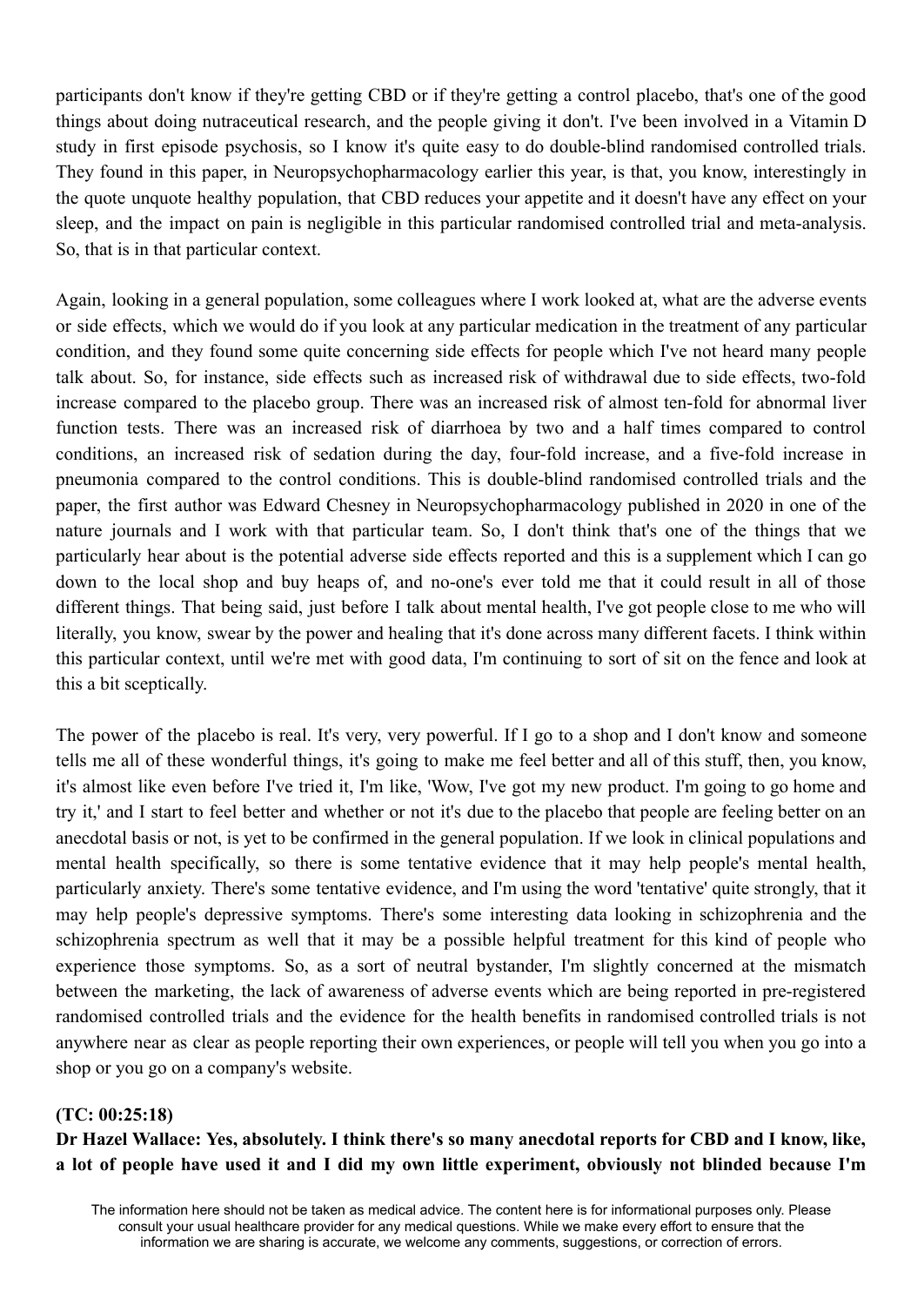participants don't know if they're getting CBD or if they're getting a control placebo, that's one of the good things about doing nutraceutical research, and the people giving it don't. I've been involved in a Vitamin D study in first episode psychosis, so I know it's quite easy to do double-blind randomised controlled trials. They found in this paper, in Neuropsychopharmacology earlier this year, is that, you know, interestingly in the quote unquote healthy population, that CBD reduces your appetite and it doesn't have any effect on your sleep, and the impact on pain is negligible in this particular randomised controlled trial and meta-analysis. So, that is in that particular context.

Again, looking in a general population, some colleagues where I work looked at, what are the adverse events or side effects, which we would do if you look at any particular medication in the treatment of any particular condition, and they found some quite concerning side effects for people which I've not heard many people talk about. So, for instance, side effects such as increased risk of withdrawal due to side effects, two-fold increase compared to the placebo group. There was an increased risk of almost ten-fold for abnormal liver function tests. There was an increased risk of diarrhoea by two and a half times compared to control conditions, an increased risk of sedation during the day, four-fold increase, and a five-fold increase in pneumonia compared to the control conditions. This is double-blind randomised controlled trials and the paper, the first author was Edward Chesney in Neuropsychopharmacology published in 2020 in one of the nature journals and I work with that particular team. So, I don't think that's one of the things that we particularly hear about is the potential adverse side effects reported and this is a supplement which I can go down to the local shop and buy heaps of, and no-one's ever told me that it could result in all of those different things. That being said, just before I talk about mental health, I've got people close to me who will literally, you know, swear by the power and healing that it's done across many different facets. I think within this particular context, until we're met with good data, I'm continuing to sort of sit on the fence and look at this a bit sceptically.

The power of the placebo is real. It's very, very powerful. If I go to a shop and I don't know and someone tells me all of these wonderful things, it's going to make me feel better and all of this stuff, then, you know, it's almost like even before I've tried it, I'm like, 'Wow, I've got my new product. I'm going to go home and try it,' and I start to feel better and whether or not it's due to the placebo that people are feeling better on an anecdotal basis or not, is yet to be confirmed in the general population. If we look in clinical populations and mental health specifically, so there is some tentative evidence that it may help people's mental health, particularly anxiety. There's some tentative evidence, and I'm using the word 'tentative' quite strongly, that it may help people's depressive symptoms. There's some interesting data looking in schizophrenia and the schizophrenia spectrum as well that it may be a possible helpful treatment for this kind of people who experience those symptoms. So, as a sort of neutral bystander, I'm slightly concerned at the mismatch between the marketing, the lack of awareness of adverse events which are being reported in pre-registered randomised controlled trials and the evidence for the health benefits in randomised controlled trials is not anywhere near as clear as people reporting their own experiences, or people will tell you when you go into a shop or you go on a company's website.

**(TC: 00:25:18)**

**Dr Hazel Wallace: Yes, absolutely. I think there's so many anecdotal reports for CBD and I know, like, a lot of people have used it and I did my own little experiment, obviously not blinded because I'm**

The information here should not be taken as medical advice. The content here is for informational purposes only. Please consult your usual healthcare provider for any medical questions. While we make every effort to ensure that the information we are sharing is accurate, we welcome any comments, suggestions, or correction of errors.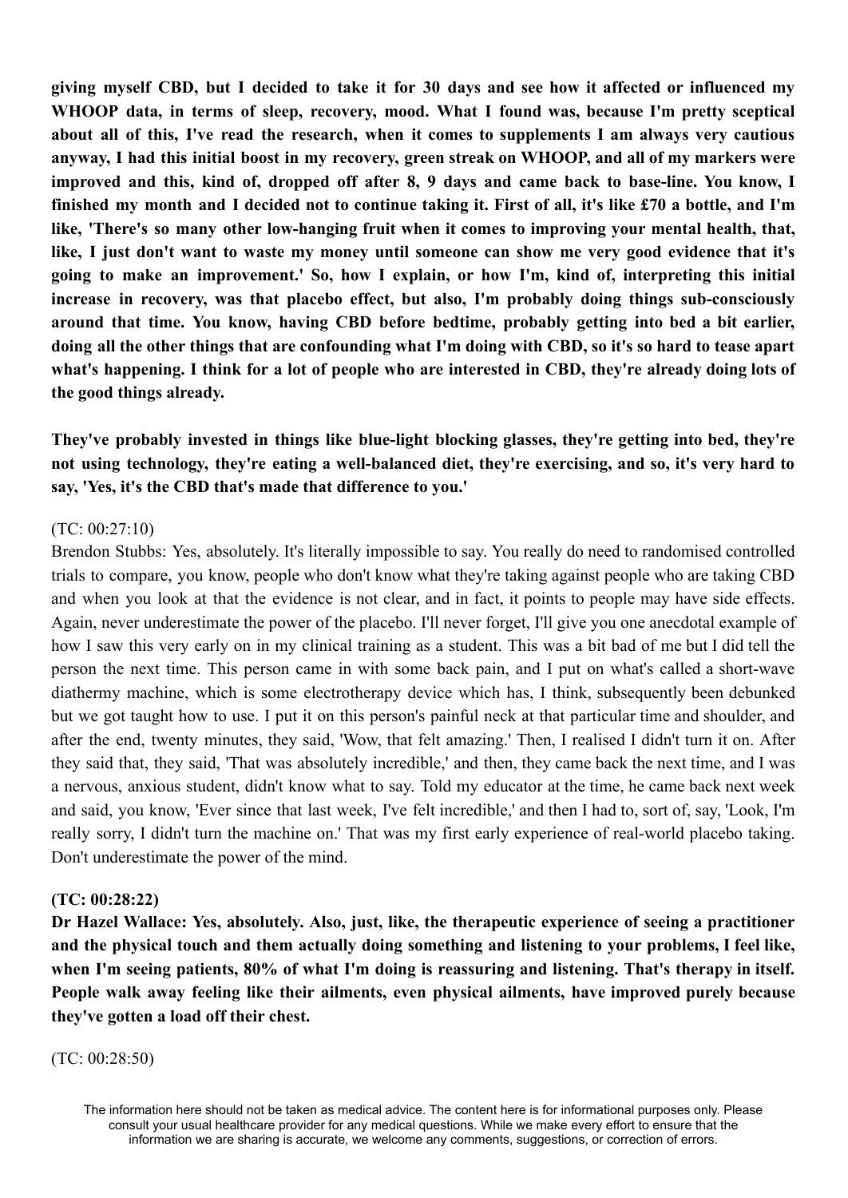**giving myself CBD, but I decided to take it for 30 days and see how it affected or influenced my WHOOP data, in terms of sleep, recovery, mood. What I found was, because I'm pretty sceptical about all of this, I've read the research, when it comes to supplements I am always very cautious anyway, I had this initial boost in my recovery, green streak on WHOOP, and all of my markers were improved and this, kind of, dropped off after 8, 9 days and came back to base-line. You know, I finished my month and I decided not to continue taking it. First of all, it's like £70 a bottle, and I'm like, 'There's so many other low-hanging fruit when it comes to improving your mental health, that, like, I just don't want to waste my money until someone can show me very good evidence that it's going to make an improvement.' So, how I explain, or how I'm, kind of, interpreting this initial increase in recovery, was that placebo effect, but also, I'm probably doing things sub-consciously around that time. You know, having CBD before bedtime, probably getting into bed a bit earlier, doing all the other things that are confounding what I'm doing with CBD, so it's so hard to tease apart what's happening. I think for a lot of people who are interested in CBD, they're already doing lots of the good things already.**

**They've probably invested in things like blue-light blocking glasses, they're getting into bed, they're not using technology, they're eating a well-balanced diet, they're exercising, and so, it's very hard to say, 'Yes, it's the CBD that's made that difference to you.'**

(TC: 00:27:10)
Brendon Stubbs: Yes, absolutely. It's literally impossible to say. You really do need to randomised controlled trials to compare, you know, people who don't know what they're taking against people who are taking CBD and when you look at that the evidence is not clear, and in fact, it points to people may have side effects. Again, never underestimate the power of the placebo. I'll never forget, I'll give you one anecdotal example of how I saw this very early on in my clinical training as a student. This was a bit bad of me but I did tell the person the next time. This person came in with some back pain, and I put on what's called a short-wave diathermy machine, which is some electrotherapy device which has, I think, subsequently been debunked but we got taught how to use. I put it on this person's painful neck at that particular time and shoulder, and after the end, twenty minutes, they said, 'Wow, that felt amazing.' Then, I realised I didn't turn it on. After they said that, they said, 'That was absolutely incredible,' and then, they came back the next time, and I was a nervous, anxious student, didn't know what to say. Told my educator at the time, he came back next week and said, you know, 'Ever since that last week, I've felt incredible,' and then I had to, sort of, say, 'Look, I'm really sorry, I didn't turn the machine on.' That was my first early experience of real-world placebo taking. Don't underestimate the power of the mind.

**(TC: 00:28:22)**
**Dr Hazel Wallace: Yes, absolutely. Also, just, like, the therapeutic experience of seeing a practitioner and the physical touch and them actually doing something and listening to your problems, I feel like, when I'm seeing patients, 80% of what I'm doing is reassuring and listening. That's therapy in itself. People walk away feeling like their ailments, even physical ailments, have improved purely because they've gotten a load off their chest.**

(TC: 00:28:50)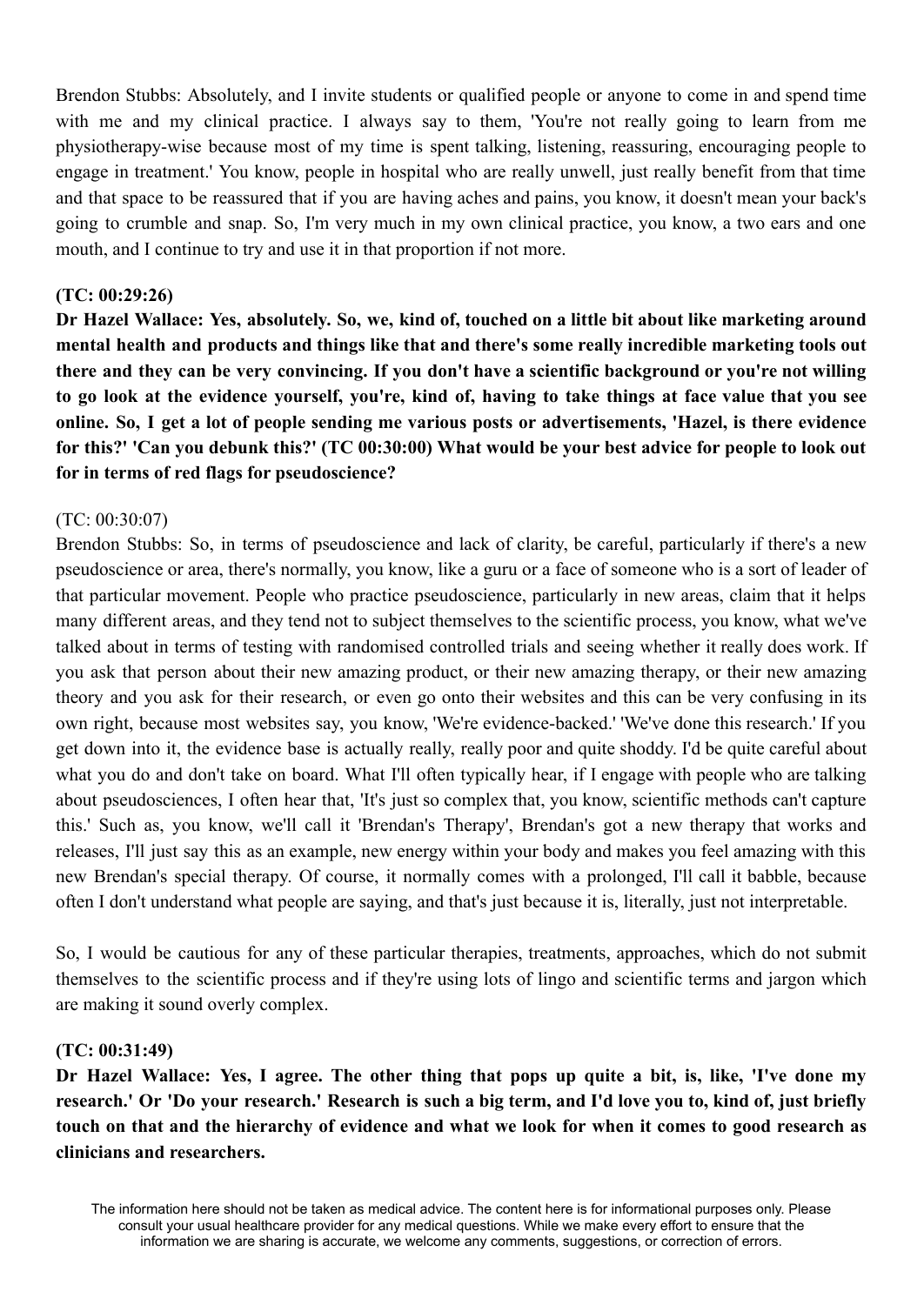Brendon Stubbs: Absolutely, and I invite students or qualified people or anyone to come in and spend time with me and my clinical practice. I always say to them, 'You're not really going to learn from me physiotherapy-wise because most of my time is spent talking, listening, reassuring, encouraging people to engage in treatment.' You know, people in hospital who are really unwell, just really benefit from that time and that space to be reassured that if you are having aches and pains, you know, it doesn't mean your back's going to crumble and snap. So, I'm very much in my own clinical practice, you know, a two ears and one mouth, and I continue to try and use it in that proportion if not more.

**(TC: 00:29:26)**

**Dr Hazel Wallace: Yes, absolutely. So, we, kind of, touched on a little bit about like marketing around mental health and products and things like that and there's some really incredible marketing tools out there and they can be very convincing. If you don't have a scientific background or you're not willing to go look at the evidence yourself, you're, kind of, having to take things at face value that you see online. So, I get a lot of people sending me various posts or advertisements, 'Hazel, is there evidence for this?' 'Can you debunk this?' (TC 00:30:00) What would be your best advice for people to look out for in terms of red flags for pseudoscience?**

(TC: 00:30:07)

Brendon Stubbs: So, in terms of pseudoscience and lack of clarity, be careful, particularly if there's a new pseudoscience or area, there's normally, you know, like a guru or a face of someone who is a sort of leader of that particular movement. People who practice pseudoscience, particularly in new areas, claim that it helps many different areas, and they tend not to subject themselves to the scientific process, you know, what we've talked about in terms of testing with randomised controlled trials and seeing whether it really does work. If you ask that person about their new amazing product, or their new amazing therapy, or their new amazing theory and you ask for their research, or even go onto their websites and this can be very confusing in its own right, because most websites say, you know, 'We're evidence-backed.' 'We've done this research.' If you get down into it, the evidence base is actually really, really poor and quite shoddy. I'd be quite careful about what you do and don't take on board. What I'll often typically hear, if I engage with people who are talking about pseudosciences, I often hear that, 'It's just so complex that, you know, scientific methods can't capture this.' Such as, you know, we'll call it 'Brendan's Therapy', Brendan's got a new therapy that works and releases, I'll just say this as an example, new energy within your body and makes you feel amazing with this new Brendan's special therapy. Of course, it normally comes with a prolonged, I'll call it babble, because often I don't understand what people are saying, and that's just because it is, literally, just not interpretable.

So, I would be cautious for any of these particular therapies, treatments, approaches, which do not submit themselves to the scientific process and if they're using lots of lingo and scientific terms and jargon which are making it sound overly complex.

**(TC: 00:31:49)**

**Dr Hazel Wallace: Yes, I agree. The other thing that pops up quite a bit, is, like, 'I've done my research.' Or 'Do your research.' Research is such a big term, and I'd love you to, kind of, just briefly touch on that and the hierarchy of evidence and what we look for when it comes to good research as clinicians and researchers.**

The information here should not be taken as medical advice. The content here is for informational purposes only. Please consult your usual healthcare provider for any medical questions. While we make every effort to ensure that the information we are sharing is accurate, we welcome any comments, suggestions, or correction of errors.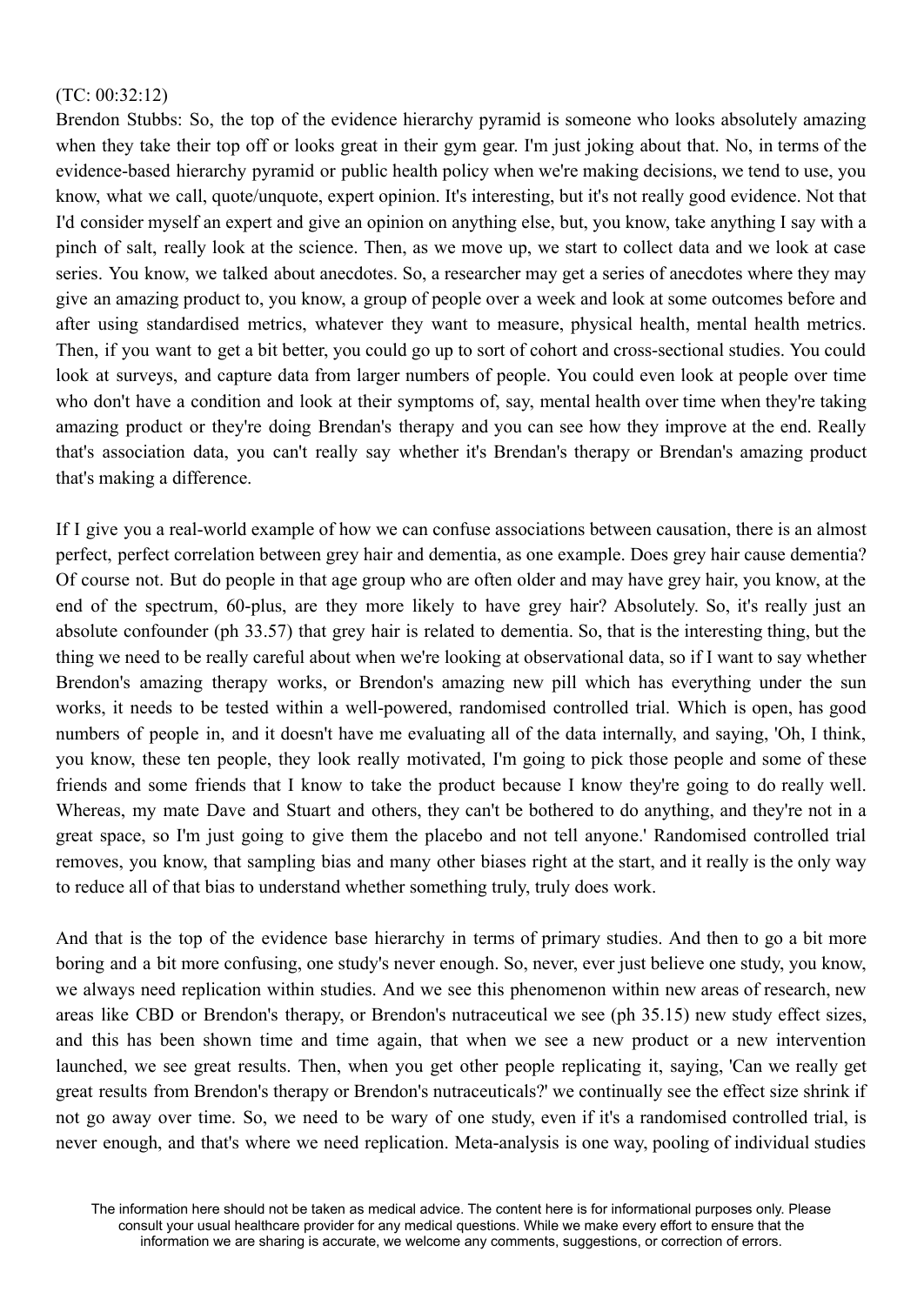(TC: 00:32:12)

Brendon Stubbs: So, the top of the evidence hierarchy pyramid is someone who looks absolutely amazing when they take their top off or looks great in their gym gear. I'm just joking about that. No, in terms of the evidence-based hierarchy pyramid or public health policy when we're making decisions, we tend to use, you know, what we call, quote/unquote, expert opinion. It's interesting, but it's not really good evidence. Not that I'd consider myself an expert and give an opinion on anything else, but, you know, take anything I say with a pinch of salt, really look at the science. Then, as we move up, we start to collect data and we look at case series. You know, we talked about anecdotes. So, a researcher may get a series of anecdotes where they may give an amazing product to, you know, a group of people over a week and look at some outcomes before and after using standardised metrics, whatever they want to measure, physical health, mental health metrics. Then, if you want to get a bit better, you could go up to sort of cohort and cross-sectional studies. You could look at surveys, and capture data from larger numbers of people. You could even look at people over time who don't have a condition and look at their symptoms of, say, mental health over time when they're taking amazing product or they're doing Brendan's therapy and you can see how they improve at the end. Really that's association data, you can't really say whether it's Brendan's therapy or Brendan's amazing product that's making a difference.

If I give you a real-world example of how we can confuse associations between causation, there is an almost perfect, perfect correlation between grey hair and dementia, as one example. Does grey hair cause dementia? Of course not. But do people in that age group who are often older and may have grey hair, you know, at the end of the spectrum, 60-plus, are they more likely to have grey hair? Absolutely. So, it's really just an absolute confounder (ph 33.57) that grey hair is related to dementia. So, that is the interesting thing, but the thing we need to be really careful about when we're looking at observational data, so if I want to say whether Brendon's amazing therapy works, or Brendon's amazing new pill which has everything under the sun works, it needs to be tested within a well-powered, randomised controlled trial. Which is open, has good numbers of people in, and it doesn't have me evaluating all of the data internally, and saying, 'Oh, I think, you know, these ten people, they look really motivated, I'm going to pick those people and some of these friends and some friends that I know to take the product because I know they're going to do really well. Whereas, my mate Dave and Stuart and others, they can't be bothered to do anything, and they're not in a great space, so I'm just going to give them the placebo and not tell anyone.' Randomised controlled trial removes, you know, that sampling bias and many other biases right at the start, and it really is the only way to reduce all of that bias to understand whether something truly, truly does work.

And that is the top of the evidence base hierarchy in terms of primary studies. And then to go a bit more boring and a bit more confusing, one study's never enough. So, never, ever just believe one study, you know, we always need replication within studies. And we see this phenomenon within new areas of research, new areas like CBD or Brendon's therapy, or Brendon's nutraceutical we see (ph 35.15) new study effect sizes, and this has been shown time and time again, that when we see a new product or a new intervention launched, we see great results. Then, when you get other people replicating it, saying, 'Can we really get great results from Brendon's therapy or Brendon's nutraceuticals?' we continually see the effect size shrink if not go away over time. So, we need to be wary of one study, even if it's a randomised controlled trial, is never enough, and that's where we need replication. Meta-analysis is one way, pooling of individual studies

The information here should not be taken as medical advice. The content here is for informational purposes only. Please consult your usual healthcare provider for any medical questions. While we make every effort to ensure that the information we are sharing is accurate, we welcome any comments, suggestions, or correction of errors.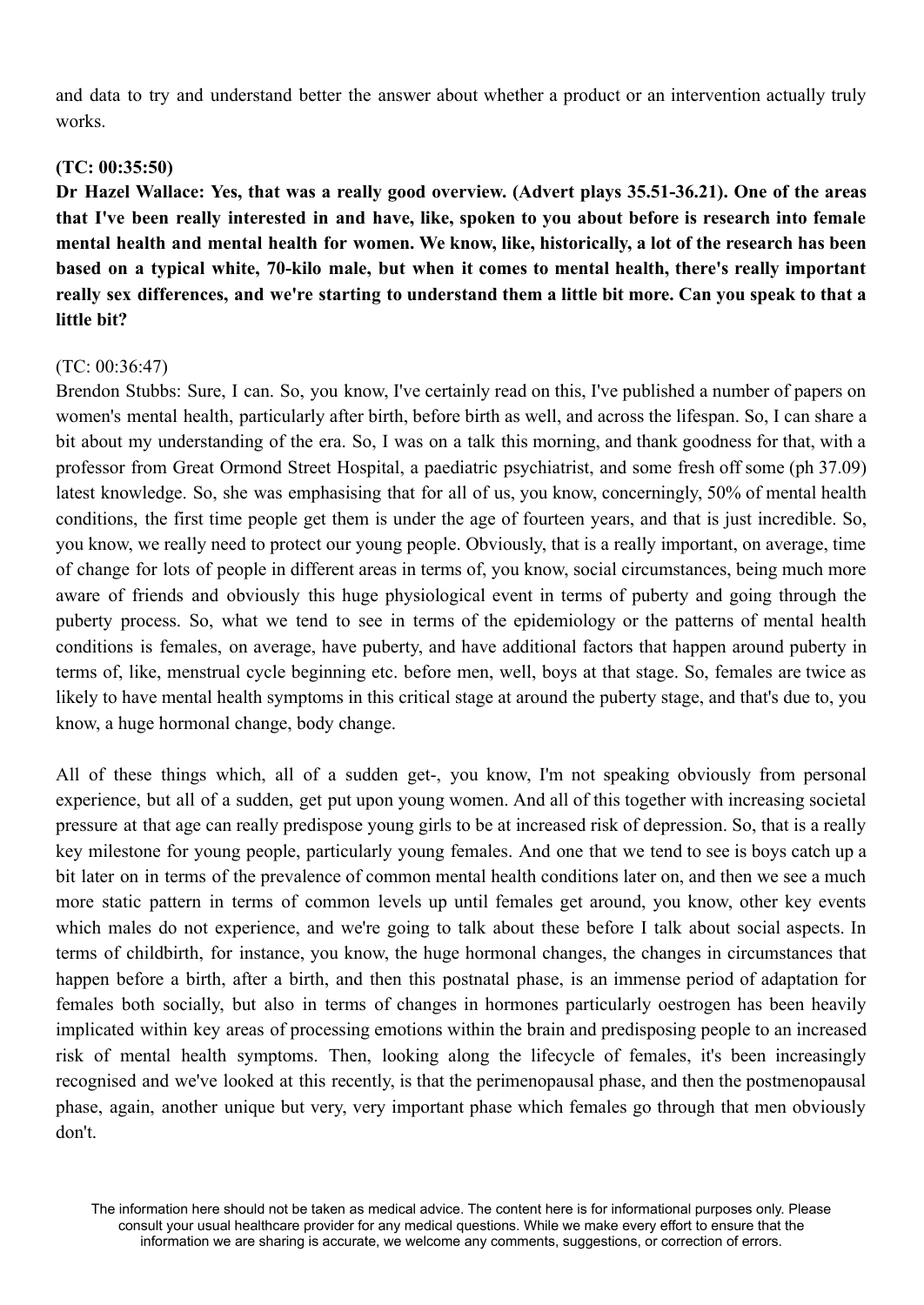and data to try and understand better the answer about whether a product or an intervention actually truly works.

**(TC: 00:35:50)**

**Dr Hazel Wallace: Yes, that was a really good overview. (Advert plays 35.51-36.21). One of the areas that I've been really interested in and have, like, spoken to you about before is research into female mental health and mental health for women. We know, like, historically, a lot of the research has been based on a typical white, 70-kilo male, but when it comes to mental health, there's really important really sex differences, and we're starting to understand them a little bit more. Can you speak to that a little bit?**

(TC: 00:36:47)

Brendon Stubbs: Sure, I can. So, you know, I've certainly read on this, I've published a number of papers on women's mental health, particularly after birth, before birth as well, and across the lifespan. So, I can share a bit about my understanding of the era. So, I was on a talk this morning, and thank goodness for that, with a professor from Great Ormond Street Hospital, a paediatric psychiatrist, and some fresh off some (ph 37.09) latest knowledge. So, she was emphasising that for all of us, you know, concerningly, 50% of mental health conditions, the first time people get them is under the age of fourteen years, and that is just incredible. So, you know, we really need to protect our young people. Obviously, that is a really important, on average, time of change for lots of people in different areas in terms of, you know, social circumstances, being much more aware of friends and obviously this huge physiological event in terms of puberty and going through the puberty process. So, what we tend to see in terms of the epidemiology or the patterns of mental health conditions is females, on average, have puberty, and have additional factors that happen around puberty in terms of, like, menstrual cycle beginning etc. before men, well, boys at that stage. So, females are twice as likely to have mental health symptoms in this critical stage at around the puberty stage, and that's due to, you know, a huge hormonal change, body change.

All of these things which, all of a sudden get-, you know, I'm not speaking obviously from personal experience, but all of a sudden, get put upon young women. And all of this together with increasing societal pressure at that age can really predispose young girls to be at increased risk of depression. So, that is a really key milestone for young people, particularly young females. And one that we tend to see is boys catch up a bit later on in terms of the prevalence of common mental health conditions later on, and then we see a much more static pattern in terms of common levels up until females get around, you know, other key events which males do not experience, and we're going to talk about these before I talk about social aspects. In terms of childbirth, for instance, you know, the huge hormonal changes, the changes in circumstances that happen before a birth, after a birth, and then this postnatal phase, is an immense period of adaptation for females both socially, but also in terms of changes in hormones particularly oestrogen has been heavily implicated within key areas of processing emotions within the brain and predisposing people to an increased risk of mental health symptoms. Then, looking along the lifecycle of females, it's been increasingly recognised and we've looked at this recently, is that the perimenopausal phase, and then the postmenopausal phase, again, another unique but very, very important phase which females go through that men obviously don't.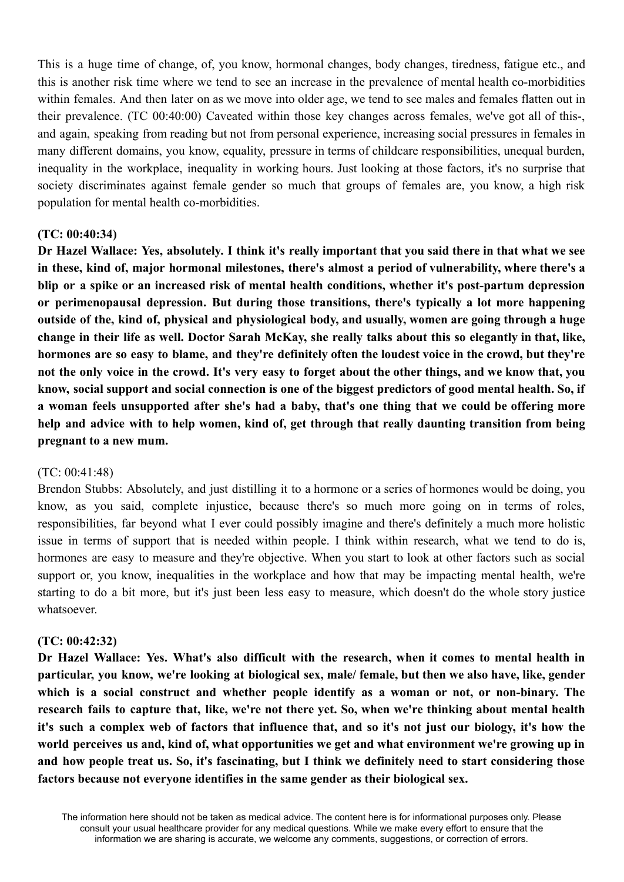This is a huge time of change, of, you know, hormonal changes, body changes, tiredness, fatigue etc., and this is another risk time where we tend to see an increase in the prevalence of mental health co-morbidities within females. And then later on as we move into older age, we tend to see males and females flatten out in their prevalence. (TC 00:40:00) Caveated within those key changes across females, we've got all of this-, and again, speaking from reading but not from personal experience, increasing social pressures in females in many different domains, you know, equality, pressure in terms of childcare responsibilities, unequal burden, inequality in the workplace, inequality in working hours. Just looking at those factors, it's no surprise that society discriminates against female gender so much that groups of females are, you know, a high risk population for mental health co-morbidities.

**(TC: 00:40:34)**

**Dr Hazel Wallace: Yes, absolutely. I think it's really important that you said there in that what we see in these, kind of, major hormonal milestones, there's almost a period of vulnerability, where there's a blip or a spike or an increased risk of mental health conditions, whether it's post-partum depression or perimenopausal depression. But during those transitions, there's typically a lot more happening outside of the, kind of, physical and physiological body, and usually, women are going through a huge change in their life as well. Doctor Sarah McKay, she really talks about this so elegantly in that, like, hormones are so easy to blame, and they're definitely often the loudest voice in the crowd, but they're not the only voice in the crowd. It's very easy to forget about the other things, and we know that, you know, social support and social connection is one of the biggest predictors of good mental health. So, if a woman feels unsupported after she's had a baby, that's one thing that we could be offering more help and advice with to help women, kind of, get through that really daunting transition from being pregnant to a new mum.**

(TC: 00:41:48)

Brendon Stubbs: Absolutely, and just distilling it to a hormone or a series of hormones would be doing, you know, as you said, complete injustice, because there's so much more going on in terms of roles, responsibilities, far beyond what I ever could possibly imagine and there's definitely a much more holistic issue in terms of support that is needed within people. I think within research, what we tend to do is, hormones are easy to measure and they're objective. When you start to look at other factors such as social support or, you know, inequalities in the workplace and how that may be impacting mental health, we're starting to do a bit more, but it's just been less easy to measure, which doesn't do the whole story justice whatsoever.

**(TC: 00:42:32)**

**Dr Hazel Wallace: Yes. What's also difficult with the research, when it comes to mental health in particular, you know, we're looking at biological sex, male/ female, but then we also have, like, gender which is a social construct and whether people identify as a woman or not, or non-binary. The research fails to capture that, like, we're not there yet. So, when we're thinking about mental health it's such a complex web of factors that influence that, and so it's not just our biology, it's how the world perceives us and, kind of, what opportunities we get and what environment we're growing up in and how people treat us. So, it's fascinating, but I think we definitely need to start considering those factors because not everyone identifies in the same gender as their biological sex.**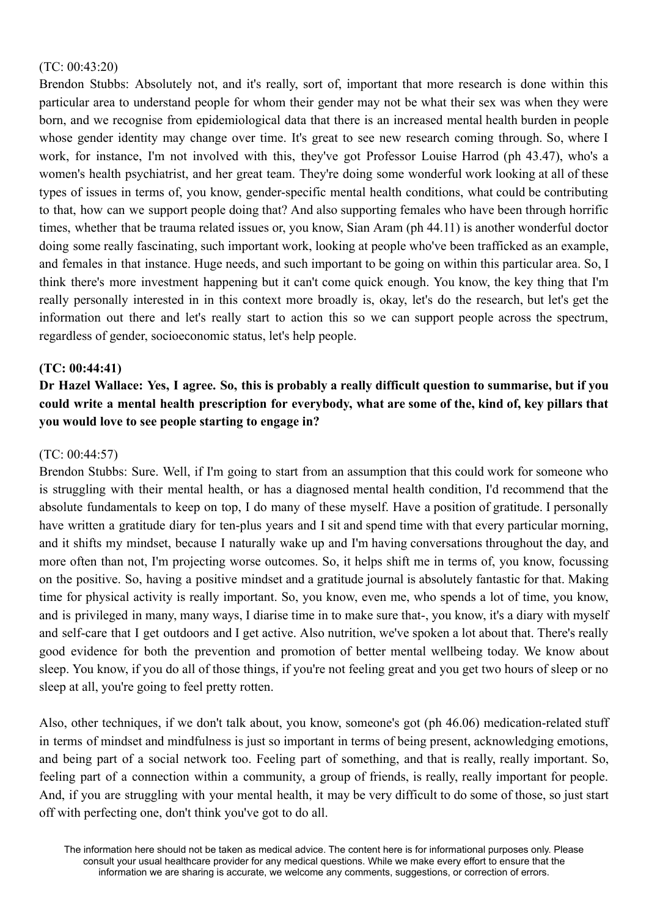(TC: 00:43:20)

Brendon Stubbs: Absolutely not, and it's really, sort of, important that more research is done within this particular area to understand people for whom their gender may not be what their sex was when they were born, and we recognise from epidemiological data that there is an increased mental health burden in people whose gender identity may change over time. It's great to see new research coming through. So, where I work, for instance, I'm not involved with this, they've got Professor Louise Harrod (ph 43.47), who's a women's health psychiatrist, and her great team. They're doing some wonderful work looking at all of these types of issues in terms of, you know, gender-specific mental health conditions, what could be contributing to that, how can we support people doing that? And also supporting females who have been through horrific times, whether that be trauma related issues or, you know, Sian Aram (ph 44.11) is another wonderful doctor doing some really fascinating, such important work, looking at people who've been trafficked as an example, and females in that instance. Huge needs, and such important to be going on within this particular area. So, I think there's more investment happening but it can't come quick enough. You know, the key thing that I'm really personally interested in in this context more broadly is, okay, let's do the research, but let's get the information out there and let's really start to action this so we can support people across the spectrum, regardless of gender, socioeconomic status, let's help people.

**(TC: 00:44:41)**

**Dr Hazel Wallace: Yes, I agree. So, this is probably a really difficult question to summarise, but if you could write a mental health prescription for everybody, what are some of the, kind of, key pillars that you would love to see people starting to engage in?**

(TC: 00:44:57)

Brendon Stubbs: Sure. Well, if I'm going to start from an assumption that this could work for someone who is struggling with their mental health, or has a diagnosed mental health condition, I'd recommend that the absolute fundamentals to keep on top, I do many of these myself. Have a position of gratitude. I personally have written a gratitude diary for ten-plus years and I sit and spend time with that every particular morning, and it shifts my mindset, because I naturally wake up and I'm having conversations throughout the day, and more often than not, I'm projecting worse outcomes. So, it helps shift me in terms of, you know, focussing on the positive. So, having a positive mindset and a gratitude journal is absolutely fantastic for that. Making time for physical activity is really important. So, you know, even me, who spends a lot of time, you know, and is privileged in many, many ways, I diarise time in to make sure that-, you know, it's a diary with myself and self-care that I get outdoors and I get active. Also nutrition, we've spoken a lot about that. There's really good evidence for both the prevention and promotion of better mental wellbeing today. We know about sleep. You know, if you do all of those things, if you're not feeling great and you get two hours of sleep or no sleep at all, you're going to feel pretty rotten.

Also, other techniques, if we don't talk about, you know, someone's got (ph 46.06) medication-related stuff in terms of mindset and mindfulness is just so important in terms of being present, acknowledging emotions, and being part of a social network too. Feeling part of something, and that is really, really important. So, feeling part of a connection within a community, a group of friends, is really, really important for people. And, if you are struggling with your mental health, it may be very difficult to do some of those, so just start off with perfecting one, don't think you've got to do all.

The information here should not be taken as medical advice. The content here is for informational purposes only. Please consult your usual healthcare provider for any medical questions. While we make every effort to ensure that the information we are sharing is accurate, we welcome any comments, suggestions, or correction of errors.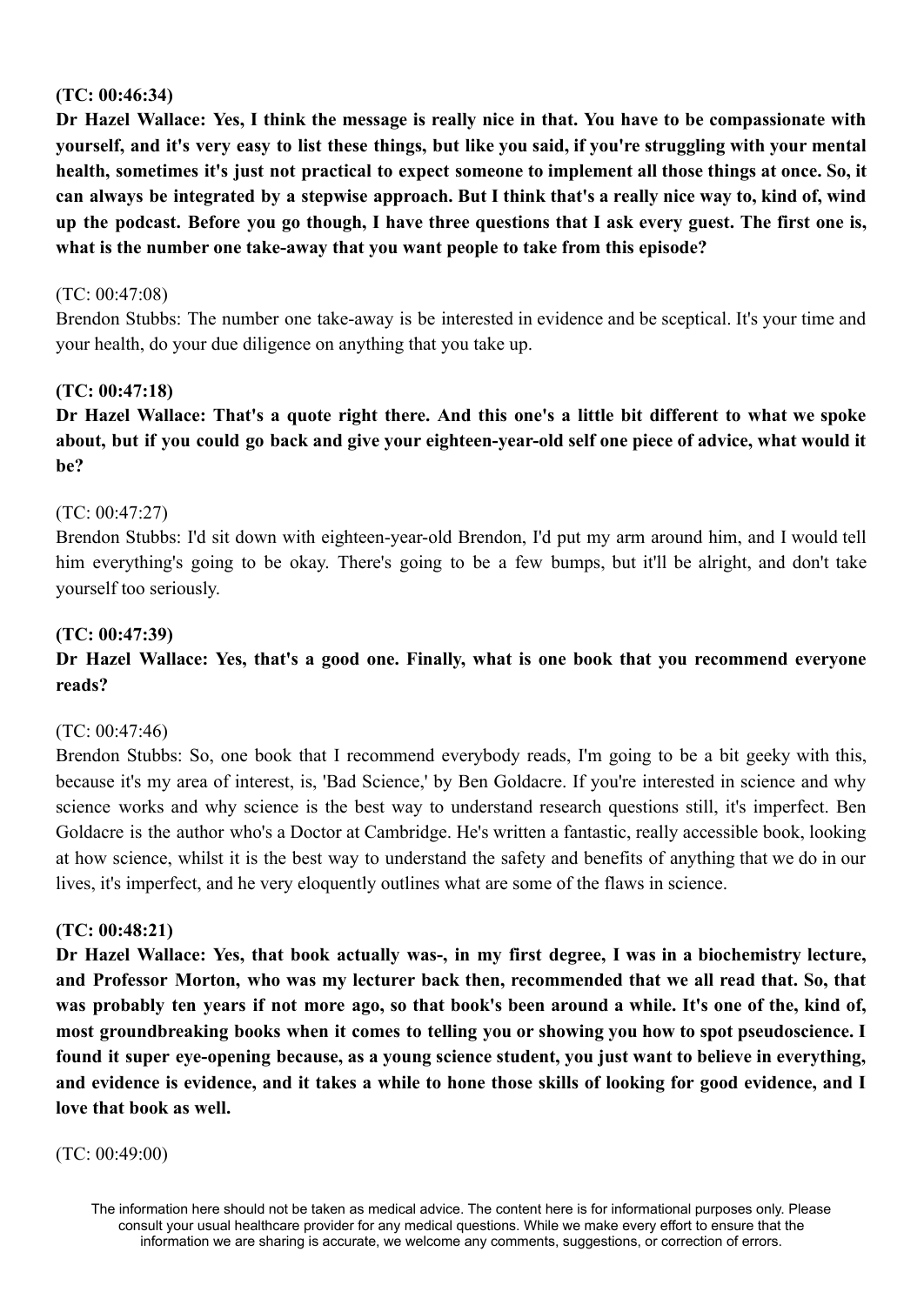**(TC: 00:46:34)**

**Dr Hazel Wallace: Yes, I think the message is really nice in that. You have to be compassionate with yourself, and it's very easy to list these things, but like you said, if you're struggling with your mental health, sometimes it's just not practical to expect someone to implement all those things at once. So, it can always be integrated by a stepwise approach. But I think that's a really nice way to, kind of, wind up the podcast. Before you go though, I have three questions that I ask every guest. The first one is, what is the number one take-away that you want people to take from this episode?**

(TC: 00:47:08)

Brendon Stubbs: The number one take-away is be interested in evidence and be sceptical. It's your time and your health, do your due diligence on anything that you take up.

**(TC: 00:47:18)**

**Dr Hazel Wallace: That's a quote right there. And this one's a little bit different to what we spoke about, but if you could go back and give your eighteen-year-old self one piece of advice, what would it be?**

(TC: 00:47:27)

Brendon Stubbs: I'd sit down with eighteen-year-old Brendon, I'd put my arm around him, and I would tell him everything's going to be okay. There's going to be a few bumps, but it'll be alright, and don't take yourself too seriously.

**(TC: 00:47:39)**

**Dr Hazel Wallace: Yes, that's a good one. Finally, what is one book that you recommend everyone reads?**

(TC: 00:47:46)

Brendon Stubbs: So, one book that I recommend everybody reads, I'm going to be a bit geeky with this, because it's my area of interest, is, 'Bad Science,' by Ben Goldacre. If you're interested in science and why science works and why science is the best way to understand research questions still, it's imperfect. Ben Goldacre is the author who's a Doctor at Cambridge. He's written a fantastic, really accessible book, looking at how science, whilst it is the best way to understand the safety and benefits of anything that we do in our lives, it's imperfect, and he very eloquently outlines what are some of the flaws in science.

**(TC: 00:48:21)**

**Dr Hazel Wallace: Yes, that book actually was-, in my first degree, I was in a biochemistry lecture, and Professor Morton, who was my lecturer back then, recommended that we all read that. So, that was probably ten years if not more ago, so that book's been around a while. It's one of the, kind of, most groundbreaking books when it comes to telling you or showing you how to spot pseudoscience. I found it super eye-opening because, as a young science student, you just want to believe in everything, and evidence is evidence, and it takes a while to hone those skills of looking for good evidence, and I love that book as well.**

(TC: 00:49:00)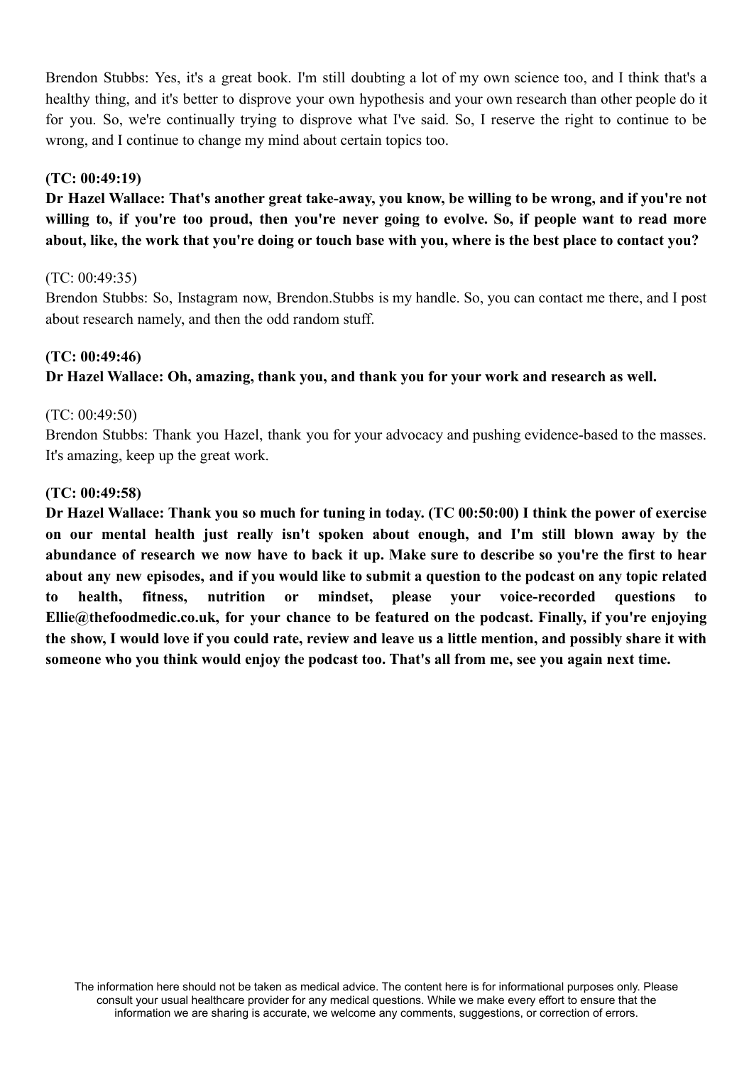Brendon Stubbs: Yes, it's a great book. I'm still doubting a lot of my own science too, and I think that's a healthy thing, and it's better to disprove your own hypothesis and your own research than other people do it for you. So, we're continually trying to disprove what I've said. So, I reserve the right to continue to be wrong, and I continue to change my mind about certain topics too.

**(TC: 00:49:19)**
**Dr Hazel Wallace: That's another great take-away, you know, be willing to be wrong, and if you're not willing to, if you're too proud, then you're never going to evolve. So, if people want to read more about, like, the work that you're doing or touch base with you, where is the best place to contact you?**

(TC: 00:49:35)
Brendon Stubbs: So, Instagram now, Brendon.Stubbs is my handle. So, you can contact me there, and I post about research namely, and then the odd random stuff.

**(TC: 00:49:46)**
**Dr Hazel Wallace: Oh, amazing, thank you, and thank you for your work and research as well.**

(TC: 00:49:50)
Brendon Stubbs: Thank you Hazel, thank you for your advocacy and pushing evidence-based to the masses. It's amazing, keep up the great work.

**(TC: 00:49:58)**
**Dr Hazel Wallace: Thank you so much for tuning in today. (TC 00:50:00) I think the power of exercise on our mental health just really isn't spoken about enough, and I'm still blown away by the abundance of research we now have to back it up. Make sure to describe so you're the first to hear about any new episodes, and if you would like to submit a question to the podcast on any topic related to health, fitness, nutrition or mindset, please your voice-recorded questions to Ellie@thefoodmedic.co.uk, for your chance to be featured on the podcast. Finally, if you're enjoying the show, I would love if you could rate, review and leave us a little mention, and possibly share it with someone who you think would enjoy the podcast too. That's all from me, see you again next time.**

The information here should not be taken as medical advice. The content here is for informational purposes only. Please consult your usual healthcare provider for any medical questions. While we make every effort to ensure that the information we are sharing is accurate, we welcome any comments, suggestions, or correction of errors.